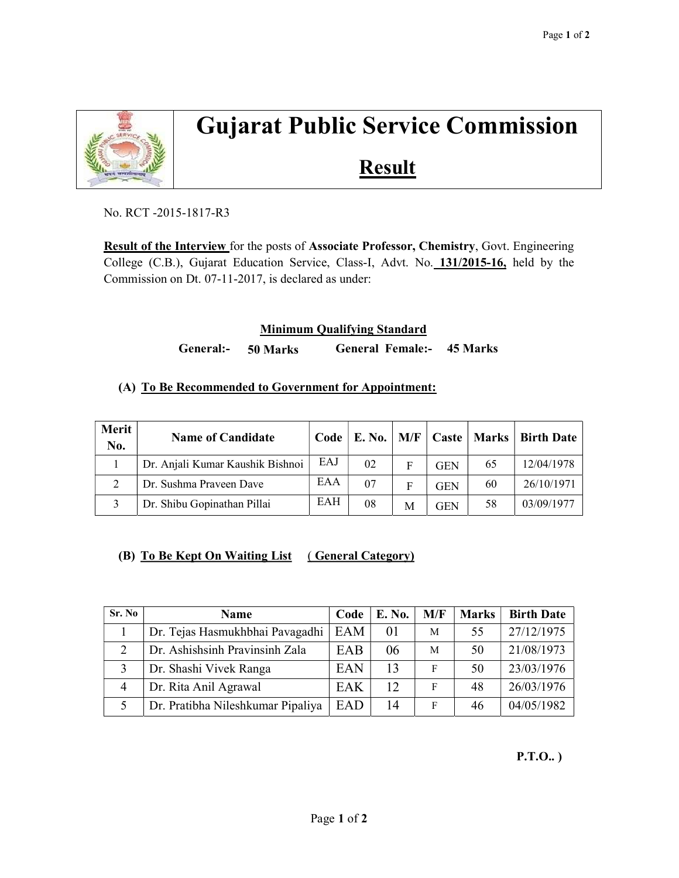# Gujarat Public Service Commission

## Result

No. RCT -2015-1817-R3

**Result of the Interview** for the posts of **Associate Professor, Chemistry**, Govt. Engineering College (C.B.), Gujarat Education Service, Class-I, Advt. No. **131/2015-16,** held by the Commission on Dt. 07-11-2017, is declared as under:

**Minimum Qualifying Standard**

**General:- 50 Marks General Female:- 45 Marks**

**(A) To Be Recommended to Government for Appointment:**

| Merit No. | Name of Candidate | Code | E. No. | M/F | Caste | Marks | Birth Date |
|---|---|---|---|---|---|---|---|
| 1 | Dr. Anjali Kumar Kaushik Bishnoi | EAJ | 02 | F | GEN | 65 | 12/04/1978 |
| 2 | Dr. Sushma Praveen Dave | EAA | 07 | F | GEN | 60 | 26/10/1971 |
| 3 | Dr. Shibu Gopinathan Pillai | EAH | 08 | M | GEN | 58 | 03/09/1977 |

**(B) To Be Kept On Waiting List ( General Category)**

| Sr. No | Name | Code | E. No. | M/F | Marks | Birth Date |
|---|---|---|---|---|---|---|
| 1 | Dr. Tejas Hasmukhbhai Pavagadhi | EAM | 01 | M | 55 | 27/12/1975 |
| 2 | Dr. Ashishsinh Pravinsinh Zala | EAB | 06 | M | 50 | 21/08/1973 |
| 3 | Dr. Shashi Vivek Ranga | EAN | 13 | F | 50 | 23/03/1976 |
| 4 | Dr. Rita Anil Agrawal | EAK | 12 | F | 48 | 26/03/1976 |
| 5 | Dr. Pratibha Nileshkumar Pipaliya | EAD | 14 | F | 46 | 04/05/1982 |

**P.T.O.. )**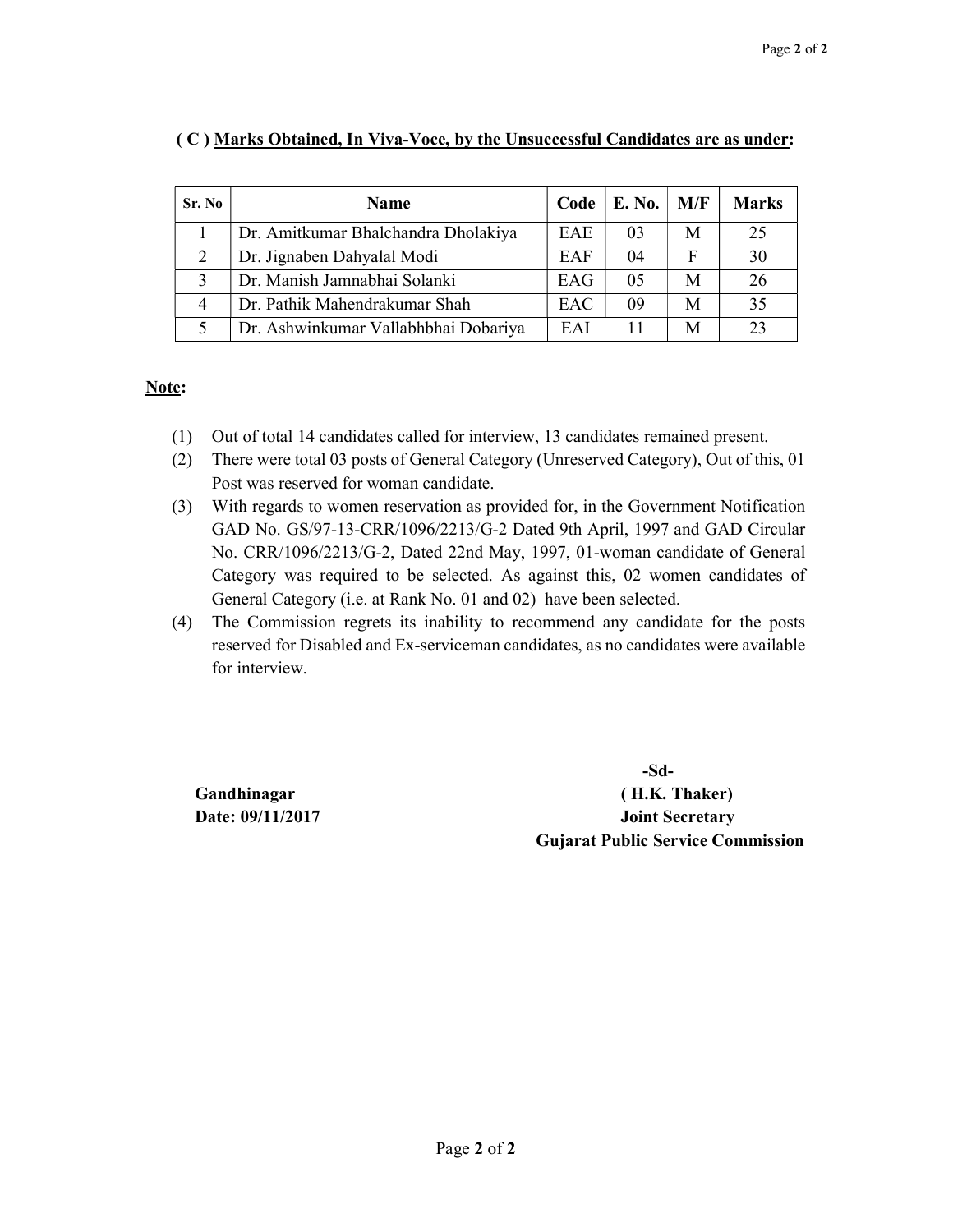### ( C ) Marks Obtained, In Viva-Voce, by the Unsuccessful Candidates are as under:

| Sr. No | Name | Code | E. No. | M/F | Marks |
|---|---|---|---|---|---|
| 1 | Dr. Amitkumar Bhalchandra Dholakiya | EAE | 03 | M | 25 |
| 2 | Dr. Jignaben Dahyalal Modi | EAF | 04 | F | 30 |
| 3 | Dr. Manish Jamnabhai Solanki | EAG | 05 | M | 26 |
| 4 | Dr. Pathik Mahendrakumar Shah | EAC | 09 | M | 35 |
| 5 | Dr. Ashwinkumar Vallabhbhai Dobariya | EAI | 11 | M | 23 |

**Note:**

(1) Out of total 14 candidates called for interview, 13 candidates remained present.

(2) There were total 03 posts of General Category (Unreserved Category), Out of this, 01 Post was reserved for woman candidate.

(3) With regards to women reservation as provided for, in the Government Notification GAD No. GS/97-13-CRR/1096/2213/G-2 Dated 9th April, 1997 and GAD Circular No. CRR/1096/2213/G-2, Dated 22nd May, 1997, 01-woman candidate of General Category was required to be selected. As against this, 02 women candidates of General Category (i.e. at Rank No. 01 and 02) have been selected.

(4) The Commission regrets its inability to recommend any candidate for the posts reserved for Disabled and Ex-serviceman candidates, as no candidates were available for interview.

**-Sd-**

**( H.K. Thaker)**
**Joint Secretary**
**Gujarat Public Service Commission**

**Gandhinagar**
**Date: 09/11/2017**